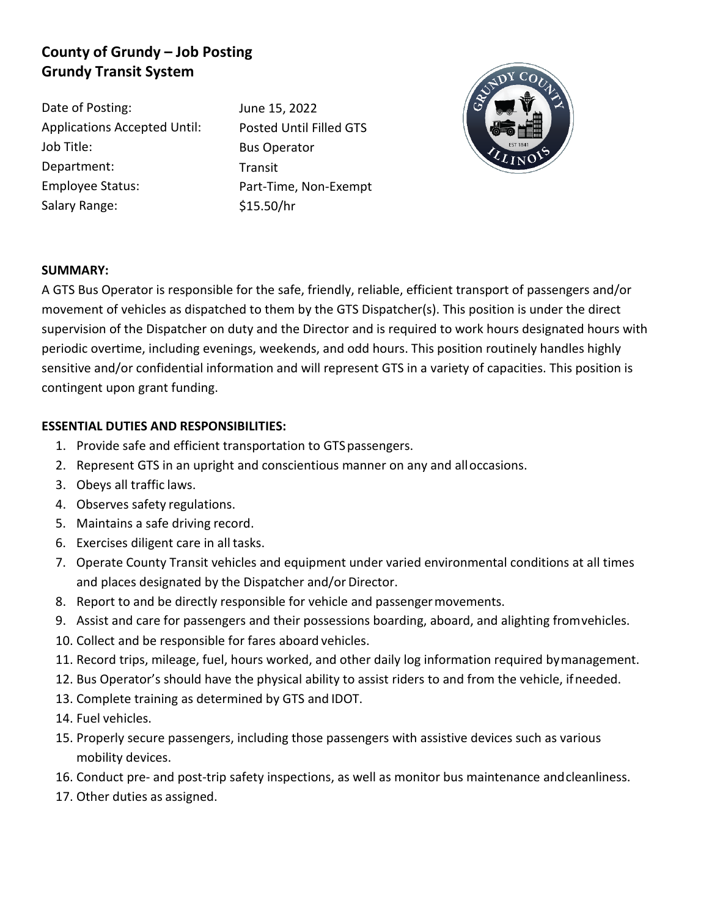# County of Grundy – Job Posting
# Grundy Transit System

| | |
|---|---|
| Date of Posting: | June 15, 2022 |
| Applications Accepted Until: | Posted Until Filled GTS |
| Job Title: | Bus Operator |
| Department: | Transit |
| Employee Status: | Part-Time, Non-Exempt |
| Salary Range: | $15.50/hr |

**SUMMARY:**

A GTS Bus Operator is responsible for the safe, friendly, reliable, efficient transport of passengers and/or movement of vehicles as dispatched to them by the GTS Dispatcher(s). This position is under the direct supervision of the Dispatcher on duty and the Director and is required to work hours designated hours with periodic overtime, including evenings, weekends, and odd hours. This position routinely handles highly sensitive and/or confidential information and will represent GTS in a variety of capacities. This position is contingent upon grant funding.

**ESSENTIAL DUTIES AND RESPONSIBILITIES:**

1. Provide safe and efficient transportation to GTS passengers.
2. Represent GTS in an upright and conscientious manner on any and all occasions.
3. Obeys all traffic laws.
4. Observes safety regulations.
5. Maintains a safe driving record.
6. Exercises diligent care in all tasks.
7. Operate County Transit vehicles and equipment under varied environmental conditions at all times and places designated by the Dispatcher and/or Director.
8. Report to and be directly responsible for vehicle and passenger movements.
9. Assist and care for passengers and their possessions boarding, aboard, and alighting from vehicles.
10. Collect and be responsible for fares aboard vehicles.
11. Record trips, mileage, fuel, hours worked, and other daily log information required by management.
12. Bus Operator's should have the physical ability to assist riders to and from the vehicle, if needed.
13. Complete training as determined by GTS and IDOT.
14. Fuel vehicles.
15. Properly secure passengers, including those passengers with assistive devices such as various mobility devices.
16. Conduct pre- and post-trip safety inspections, as well as monitor bus maintenance and cleanliness.
17. Other duties as assigned.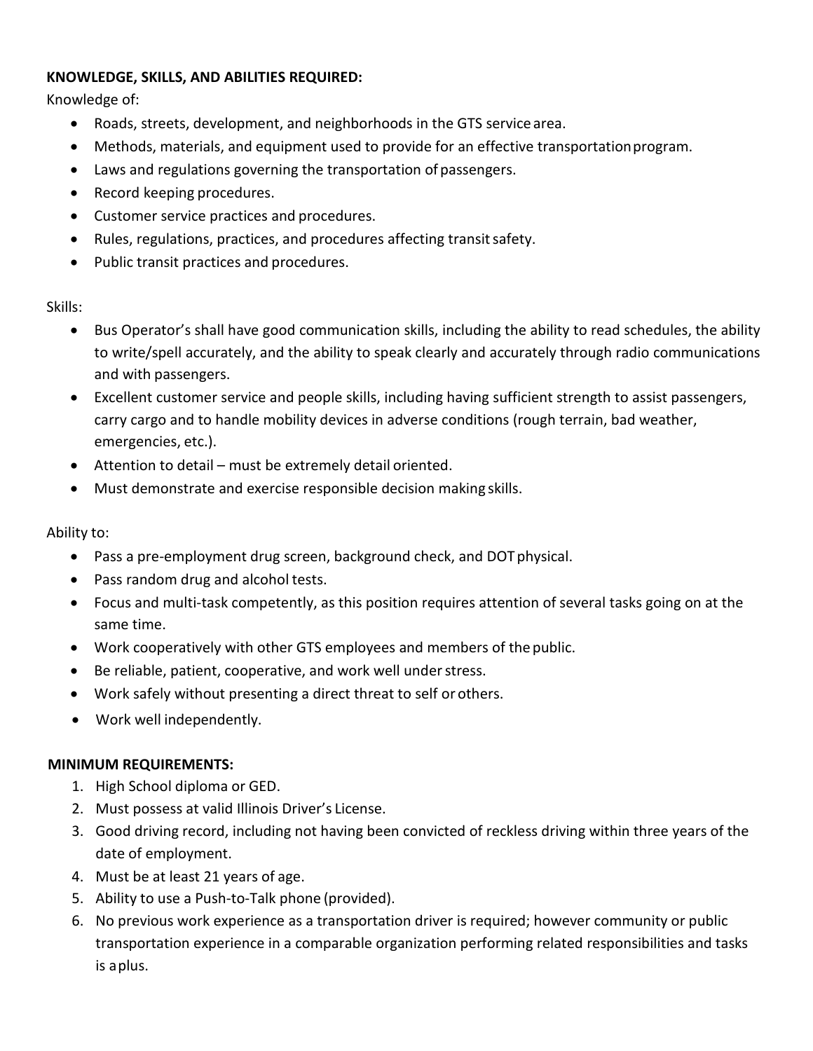**KNOWLEDGE, SKILLS, AND ABILITIES REQUIRED:**

Knowledge of:

- Roads, streets, development, and neighborhoods in the GTS service area.
- Methods, materials, and equipment used to provide for an effective transportation program.
- Laws and regulations governing the transportation of passengers.
- Record keeping procedures.
- Customer service practices and procedures.
- Rules, regulations, practices, and procedures affecting transit safety.
- Public transit practices and procedures.

Skills:

- Bus Operator's shall have good communication skills, including the ability to read schedules, the ability to write/spell accurately, and the ability to speak clearly and accurately through radio communications and with passengers.
- Excellent customer service and people skills, including having sufficient strength to assist passengers, carry cargo and to handle mobility devices in adverse conditions (rough terrain, bad weather, emergencies, etc.).
- Attention to detail – must be extremely detail oriented.
- Must demonstrate and exercise responsible decision making skills.

Ability to:

- Pass a pre-employment drug screen, background check, and DOT physical.
- Pass random drug and alcohol tests.
- Focus and multi-task competently, as this position requires attention of several tasks going on at the same time.
- Work cooperatively with other GTS employees and members of the public.
- Be reliable, patient, cooperative, and work well under stress.
- Work safely without presenting a direct threat to self or others.
- Work well independently.

**MINIMUM REQUIREMENTS:**

1. High School diploma or GED.
2. Must possess at valid Illinois Driver's License.
3. Good driving record, including not having been convicted of reckless driving within three years of the date of employment.
4. Must be at least 21 years of age.
5. Ability to use a Push-to-Talk phone (provided).
6. No previous work experience as a transportation driver is required; however community or public transportation experience in a comparable organization performing related responsibilities and tasks is a plus.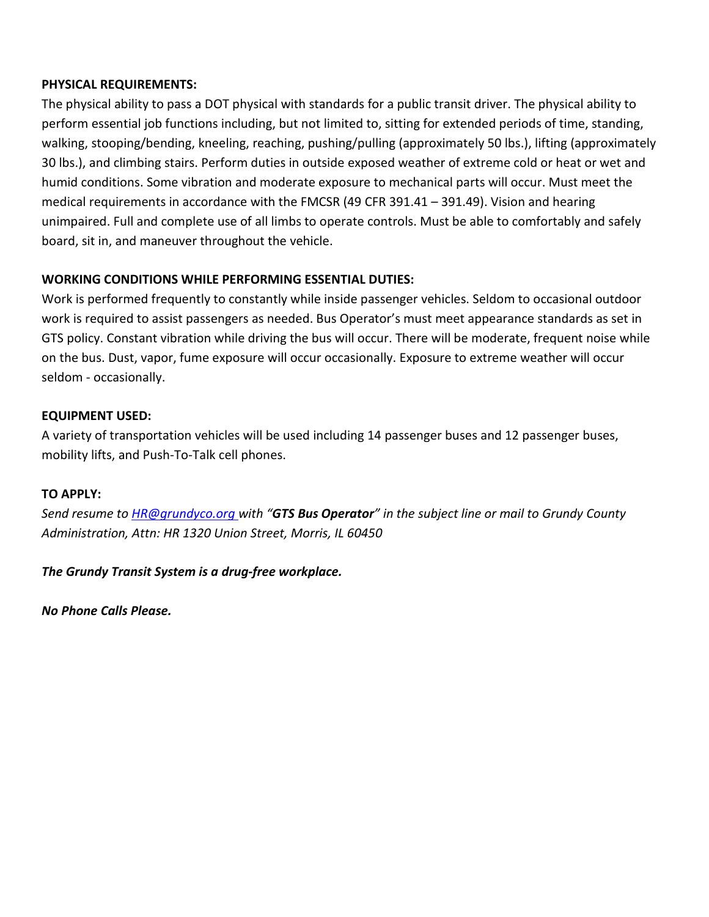**PHYSICAL REQUIREMENTS:**

The physical ability to pass a DOT physical with standards for a public transit driver. The physical ability to perform essential job functions including, but not limited to, sitting for extended periods of time, standing, walking, stooping/bending, kneeling, reaching, pushing/pulling (approximately 50 lbs.), lifting (approximately 30 lbs.), and climbing stairs. Perform duties in outside exposed weather of extreme cold or heat or wet and humid conditions. Some vibration and moderate exposure to mechanical parts will occur. Must meet the medical requirements in accordance with the FMCSR (49 CFR 391.41 – 391.49). Vision and hearing unimpaired. Full and complete use of all limbs to operate controls. Must be able to comfortably and safely board, sit in, and maneuver throughout the vehicle.

**WORKING CONDITIONS WHILE PERFORMING ESSENTIAL DUTIES:**

Work is performed frequently to constantly while inside passenger vehicles. Seldom to occasional outdoor work is required to assist passengers as needed. Bus Operator's must meet appearance standards as set in GTS policy. Constant vibration while driving the bus will occur. There will be moderate, frequent noise while on the bus. Dust, vapor, fume exposure will occur occasionally. Exposure to extreme weather will occur seldom - occasionally.

**EQUIPMENT USED:**

A variety of transportation vehicles will be used including 14 passenger buses and 12 passenger buses, mobility lifts, and Push-To-Talk cell phones.

**TO APPLY:**

*Send resume to [HR@grundyco.org](mailto:HR@grundyco.org) with "**GTS Bus Operator**" in the subject line or mail to Grundy County Administration, Attn: HR 1320 Union Street, Morris, IL 60450*

***The Grundy Transit System is a drug-free workplace.***

***No Phone Calls Please.***